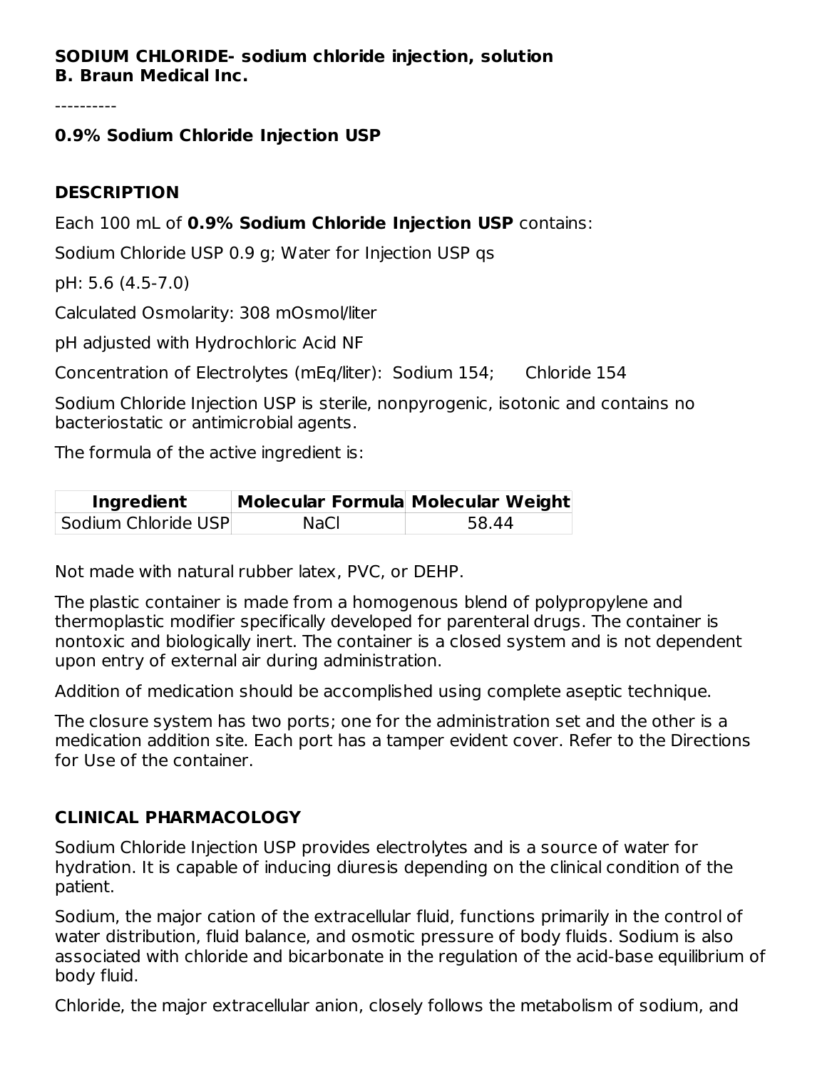**SODIUM CHLORIDE- sodium chloride injection, solution**
**B. Braun Medical Inc.**

----------

**0.9% Sodium Chloride Injection USP**

## DESCRIPTION

Each 100 mL of **0.9% Sodium Chloride Injection USP** contains:

Sodium Chloride USP 0.9 g; Water for Injection USP qs

pH: 5.6 (4.5-7.0)

Calculated Osmolarity: 308 mOsmol/liter

pH adjusted with Hydrochloric Acid NF

Concentration of Electrolytes (mEq/liter): Sodium 154; Chloride 154

Sodium Chloride Injection USP is sterile, nonpyrogenic, isotonic and contains no bacteriostatic or antimicrobial agents.

The formula of the active ingredient is:

| Ingredient | Molecular Formula | Molecular Weight |
| --- | --- | --- |
| Sodium Chloride USP | NaCl | 58.44 |

Not made with natural rubber latex, PVC, or DEHP.

The plastic container is made from a homogenous blend of polypropylene and thermoplastic modifier specifically developed for parenteral drugs. The container is nontoxic and biologically inert. The container is a closed system and is not dependent upon entry of external air during administration.

Addition of medication should be accomplished using complete aseptic technique.

The closure system has two ports; one for the administration set and the other is a medication addition site. Each port has a tamper evident cover. Refer to the Directions for Use of the container.

## CLINICAL PHARMACOLOGY

Sodium Chloride Injection USP provides electrolytes and is a source of water for hydration. It is capable of inducing diuresis depending on the clinical condition of the patient.

Sodium, the major cation of the extracellular fluid, functions primarily in the control of water distribution, fluid balance, and osmotic pressure of body fluids. Sodium is also associated with chloride and bicarbonate in the regulation of the acid-base equilibrium of body fluid.

Chloride, the major extracellular anion, closely follows the metabolism of sodium, and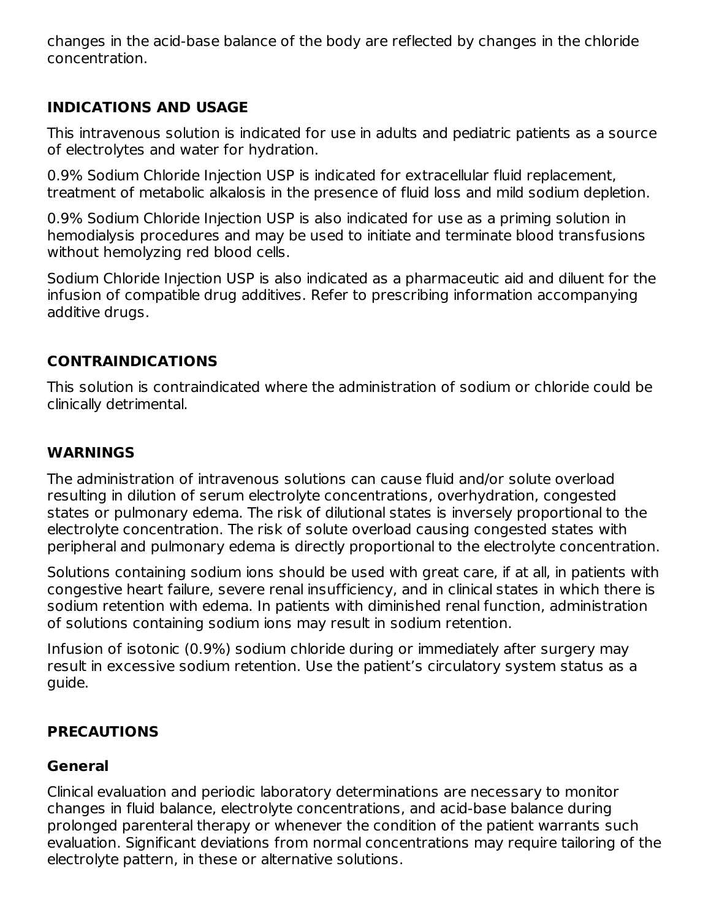changes in the acid-base balance of the body are reflected by changes in the chloride concentration.

## INDICATIONS AND USAGE

This intravenous solution is indicated for use in adults and pediatric patients as a source of electrolytes and water for hydration.

0.9% Sodium Chloride Injection USP is indicated for extracellular fluid replacement, treatment of metabolic alkalosis in the presence of fluid loss and mild sodium depletion.

0.9% Sodium Chloride Injection USP is also indicated for use as a priming solution in hemodialysis procedures and may be used to initiate and terminate blood transfusions without hemolyzing red blood cells.

Sodium Chloride Injection USP is also indicated as a pharmaceutic aid and diluent for the infusion of compatible drug additives. Refer to prescribing information accompanying additive drugs.

## CONTRAINDICATIONS

This solution is contraindicated where the administration of sodium or chloride could be clinically detrimental.

## WARNINGS

The administration of intravenous solutions can cause fluid and/or solute overload resulting in dilution of serum electrolyte concentrations, overhydration, congested states or pulmonary edema. The risk of dilutional states is inversely proportional to the electrolyte concentration. The risk of solute overload causing congested states with peripheral and pulmonary edema is directly proportional to the electrolyte concentration.

Solutions containing sodium ions should be used with great care, if at all, in patients with congestive heart failure, severe renal insufficiency, and in clinical states in which there is sodium retention with edema. In patients with diminished renal function, administration of solutions containing sodium ions may result in sodium retention.

Infusion of isotonic (0.9%) sodium chloride during or immediately after surgery may result in excessive sodium retention. Use the patient's circulatory system status as a guide.

## PRECAUTIONS

### General

Clinical evaluation and periodic laboratory determinations are necessary to monitor changes in fluid balance, electrolyte concentrations, and acid-base balance during prolonged parenteral therapy or whenever the condition of the patient warrants such evaluation. Significant deviations from normal concentrations may require tailoring of the electrolyte pattern, in these or alternative solutions.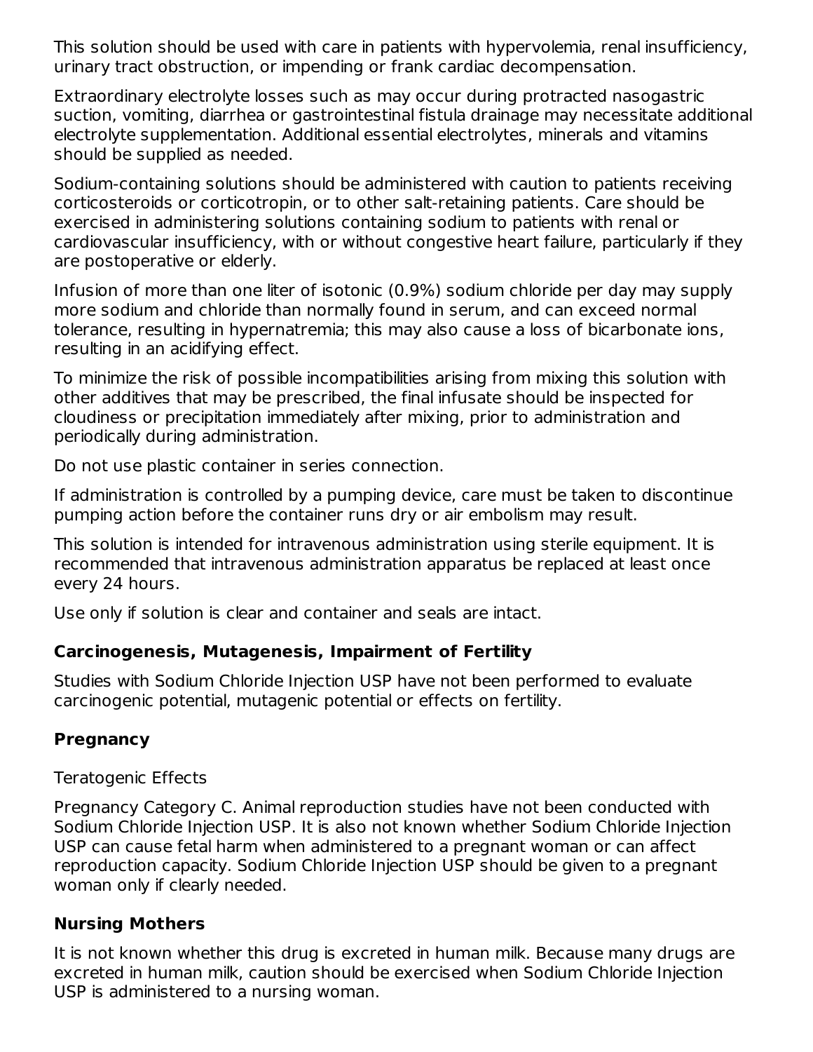This solution should be used with care in patients with hypervolemia, renal insufficiency, urinary tract obstruction, or impending or frank cardiac decompensation.

Extraordinary electrolyte losses such as may occur during protracted nasogastric suction, vomiting, diarrhea or gastrointestinal fistula drainage may necessitate additional electrolyte supplementation. Additional essential electrolytes, minerals and vitamins should be supplied as needed.

Sodium-containing solutions should be administered with caution to patients receiving corticosteroids or corticotropin, or to other salt-retaining patients. Care should be exercised in administering solutions containing sodium to patients with renal or cardiovascular insufficiency, with or without congestive heart failure, particularly if they are postoperative or elderly.

Infusion of more than one liter of isotonic (0.9%) sodium chloride per day may supply more sodium and chloride than normally found in serum, and can exceed normal tolerance, resulting in hypernatremia; this may also cause a loss of bicarbonate ions, resulting in an acidifying effect.

To minimize the risk of possible incompatibilities arising from mixing this solution with other additives that may be prescribed, the final infusate should be inspected for cloudiness or precipitation immediately after mixing, prior to administration and periodically during administration.

Do not use plastic container in series connection.

If administration is controlled by a pumping device, care must be taken to discontinue pumping action before the container runs dry or air embolism may result.

This solution is intended for intravenous administration using sterile equipment. It is recommended that intravenous administration apparatus be replaced at least once every 24 hours.

Use only if solution is clear and container and seals are intact.

### Carcinogenesis, Mutagenesis, Impairment of Fertility

Studies with Sodium Chloride Injection USP have not been performed to evaluate carcinogenic potential, mutagenic potential or effects on fertility.

### Pregnancy

Teratogenic Effects

Pregnancy Category C. Animal reproduction studies have not been conducted with Sodium Chloride Injection USP. It is also not known whether Sodium Chloride Injection USP can cause fetal harm when administered to a pregnant woman or can affect reproduction capacity. Sodium Chloride Injection USP should be given to a pregnant woman only if clearly needed.

### Nursing Mothers

It is not known whether this drug is excreted in human milk. Because many drugs are excreted in human milk, caution should be exercised when Sodium Chloride Injection USP is administered to a nursing woman.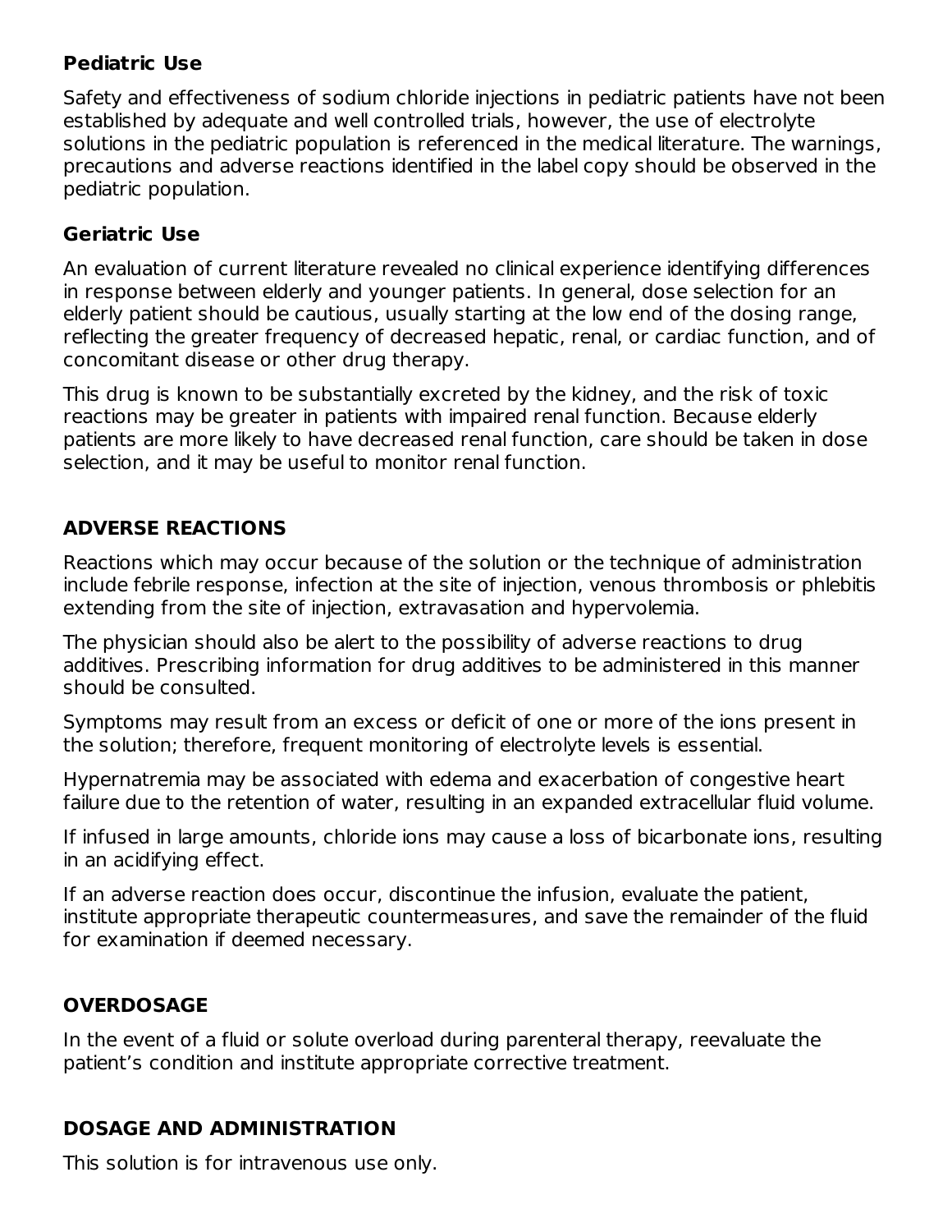### Pediatric Use

Safety and effectiveness of sodium chloride injections in pediatric patients have not been established by adequate and well controlled trials, however, the use of electrolyte solutions in the pediatric population is referenced in the medical literature. The warnings, precautions and adverse reactions identified in the label copy should be observed in the pediatric population.

### Geriatric Use

An evaluation of current literature revealed no clinical experience identifying differences in response between elderly and younger patients. In general, dose selection for an elderly patient should be cautious, usually starting at the low end of the dosing range, reflecting the greater frequency of decreased hepatic, renal, or cardiac function, and of concomitant disease or other drug therapy.

This drug is known to be substantially excreted by the kidney, and the risk of toxic reactions may be greater in patients with impaired renal function. Because elderly patients are more likely to have decreased renal function, care should be taken in dose selection, and it may be useful to monitor renal function.

## ADVERSE REACTIONS

Reactions which may occur because of the solution or the technique of administration include febrile response, infection at the site of injection, venous thrombosis or phlebitis extending from the site of injection, extravasation and hypervolemia.

The physician should also be alert to the possibility of adverse reactions to drug additives. Prescribing information for drug additives to be administered in this manner should be consulted.

Symptoms may result from an excess or deficit of one or more of the ions present in the solution; therefore, frequent monitoring of electrolyte levels is essential.

Hypernatremia may be associated with edema and exacerbation of congestive heart failure due to the retention of water, resulting in an expanded extracellular fluid volume.

If infused in large amounts, chloride ions may cause a loss of bicarbonate ions, resulting in an acidifying effect.

If an adverse reaction does occur, discontinue the infusion, evaluate the patient, institute appropriate therapeutic countermeasures, and save the remainder of the fluid for examination if deemed necessary.

## OVERDOSAGE

In the event of a fluid or solute overload during parenteral therapy, reevaluate the patient’s condition and institute appropriate corrective treatment.

## DOSAGE AND ADMINISTRATION

This solution is for intravenous use only.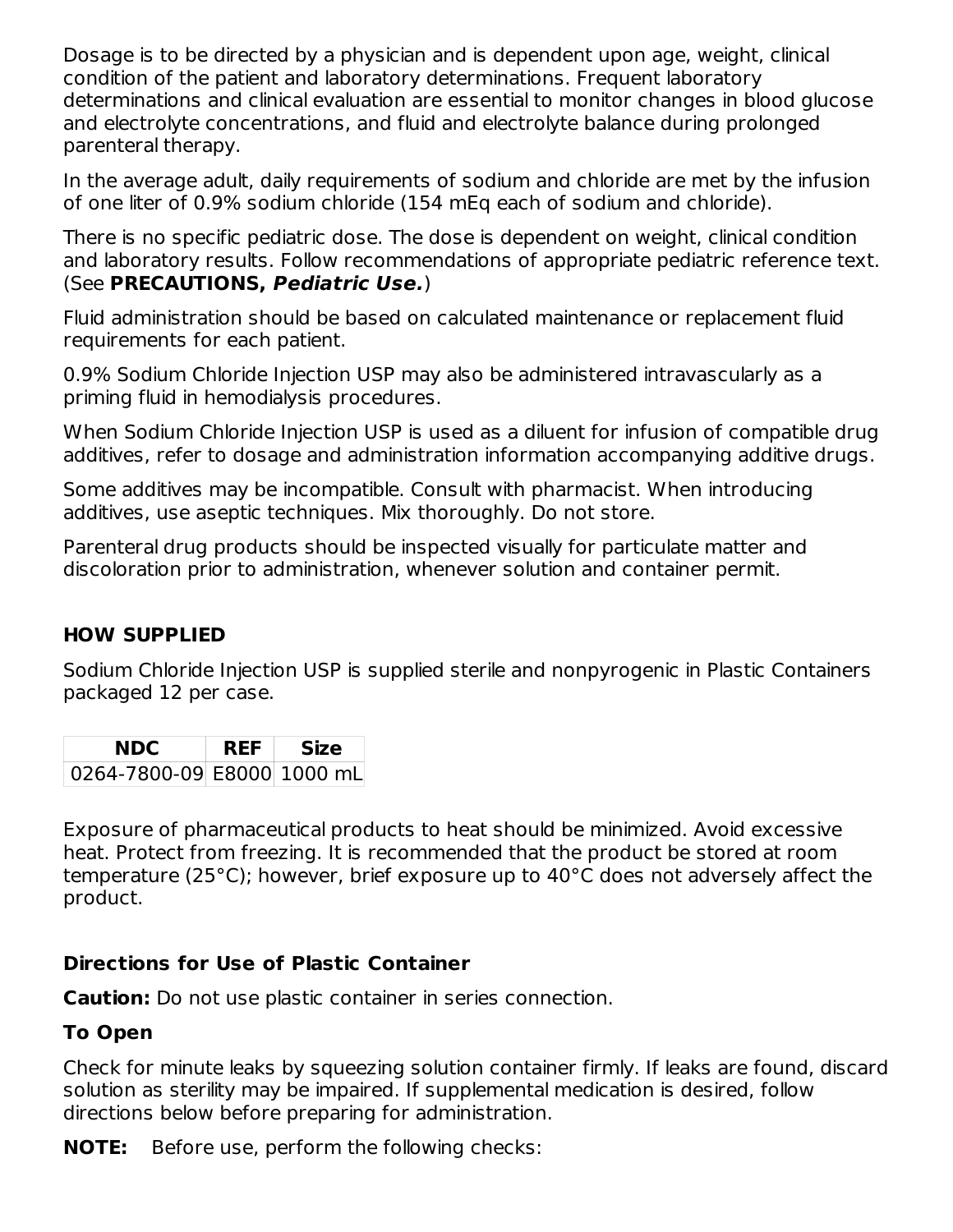Dosage is to be directed by a physician and is dependent upon age, weight, clinical condition of the patient and laboratory determinations. Frequent laboratory determinations and clinical evaluation are essential to monitor changes in blood glucose and electrolyte concentrations, and fluid and electrolyte balance during prolonged parenteral therapy.

In the average adult, daily requirements of sodium and chloride are met by the infusion of one liter of 0.9% sodium chloride (154 mEq each of sodium and chloride).

There is no specific pediatric dose. The dose is dependent on weight, clinical condition and laboratory results. Follow recommendations of appropriate pediatric reference text. (See **PRECAUTIONS, *Pediatric Use.***)

Fluid administration should be based on calculated maintenance or replacement fluid requirements for each patient.

0.9% Sodium Chloride Injection USP may also be administered intravascularly as a priming fluid in hemodialysis procedures.

When Sodium Chloride Injection USP is used as a diluent for infusion of compatible drug additives, refer to dosage and administration information accompanying additive drugs.

Some additives may be incompatible. Consult with pharmacist. When introducing additives, use aseptic techniques. Mix thoroughly. Do not store.

Parenteral drug products should be inspected visually for particulate matter and discoloration prior to administration, whenever solution and container permit.

## HOW SUPPLIED

Sodium Chloride Injection USP is supplied sterile and nonpyrogenic in Plastic Containers packaged 12 per case.

| NDC | REF | Size |
|---|---|---|
| 0264-7800-09 | E8000 | 1000 mL |

Exposure of pharmaceutical products to heat should be minimized. Avoid excessive heat. Protect from freezing. It is recommended that the product be stored at room temperature (25°C); however, brief exposure up to 40°C does not adversely affect the product.

### Directions for Use of Plastic Container

**Caution:** Do not use plastic container in series connection.

### To Open

Check for minute leaks by squeezing solution container firmly. If leaks are found, discard solution as sterility may be impaired. If supplemental medication is desired, follow directions below before preparing for administration.

**NOTE:** Before use, perform the following checks: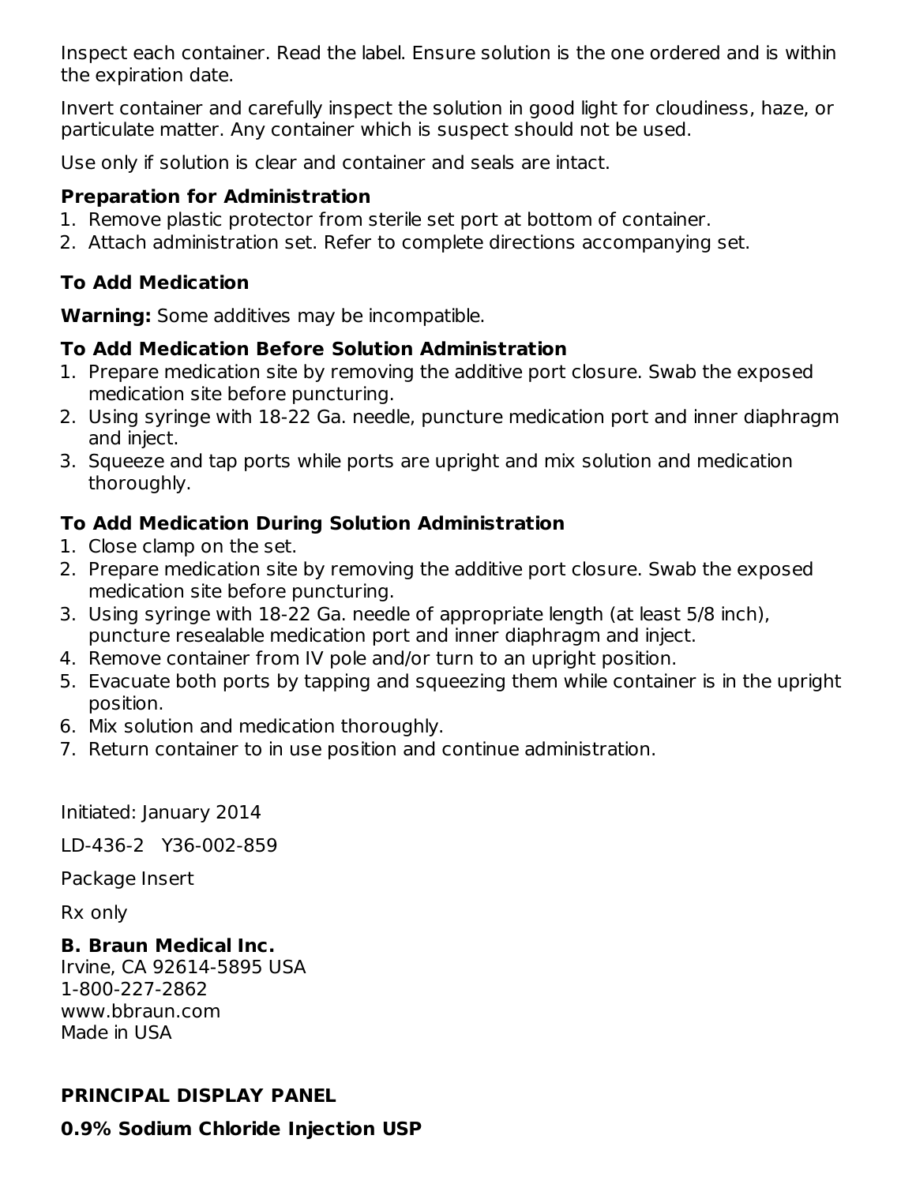Inspect each container. Read the label. Ensure solution is the one ordered and is within the expiration date.

Invert container and carefully inspect the solution in good light for cloudiness, haze, or particulate matter. Any container which is suspect should not be used.

Use only if solution is clear and container and seals are intact.

**Preparation for Administration**

1. Remove plastic protector from sterile set port at bottom of container.
2. Attach administration set. Refer to complete directions accompanying set.

**To Add Medication**

**Warning:** Some additives may be incompatible.

**To Add Medication Before Solution Administration**

1. Prepare medication site by removing the additive port closure. Swab the exposed medication site before puncturing.
2. Using syringe with 18-22 Ga. needle, puncture medication port and inner diaphragm and inject.
3. Squeeze and tap ports while ports are upright and mix solution and medication thoroughly.

**To Add Medication During Solution Administration**

1. Close clamp on the set.
2. Prepare medication site by removing the additive port closure. Swab the exposed medication site before puncturing.
3. Using syringe with 18-22 Ga. needle of appropriate length (at least 5/8 inch), puncture resealable medication port and inner diaphragm and inject.
4. Remove container from IV pole and/or turn to an upright position.
5. Evacuate both ports by tapping and squeezing them while container is in the upright position.
6. Mix solution and medication thoroughly.
7. Return container to in use position and continue administration.

Initiated: January 2014

LD-436-2 Y36-002-859

Package Insert

Rx only

**B. Braun Medical Inc.**
Irvine, CA 92614-5895 USA
1-800-227-2862
www.bbraun.com
Made in USA

**PRINCIPAL DISPLAY PANEL**

**0.9% Sodium Chloride Injection USP**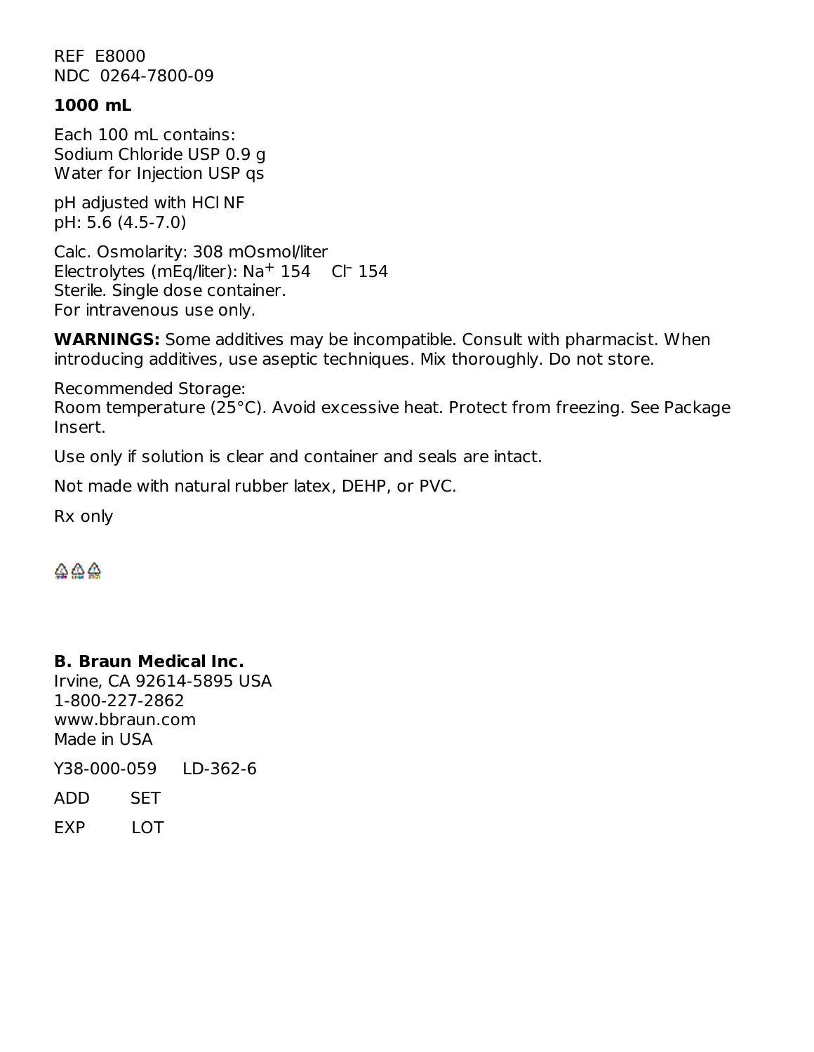REF  E8000
NDC  0264-7800-09

**1000 mL**

Each 100 mL contains:
Sodium Chloride USP 0.9 g
Water for Injection USP qs

pH adjusted with HCl NF
pH: 5.6 (4.5-7.0)

Calc. Osmolarity: 308 mOsmol/liter
Electrolytes (mEq/liter): $Na^+$ 154    $Cl^-$ 154
Sterile. Single dose container.
For intravenous use only.

**WARNINGS:** Some additives may be incompatible. Consult with pharmacist. When introducing additives, use aseptic techniques. Mix thoroughly. Do not store.

Recommended Storage:
Room temperature (25°C). Avoid excessive heat. Protect from freezing. See Package Insert.

Use only if solution is clear and container and seals are intact.

Not made with natural rubber latex, DEHP, or PVC.

Rx only

**B. Braun Medical Inc.**
Irvine, CA 92614-5895 USA
1-800-227-2862
www.bbraun.com
Made in USA

Y38-000-059     LD-362-6

ADD     SET

EXP     LOT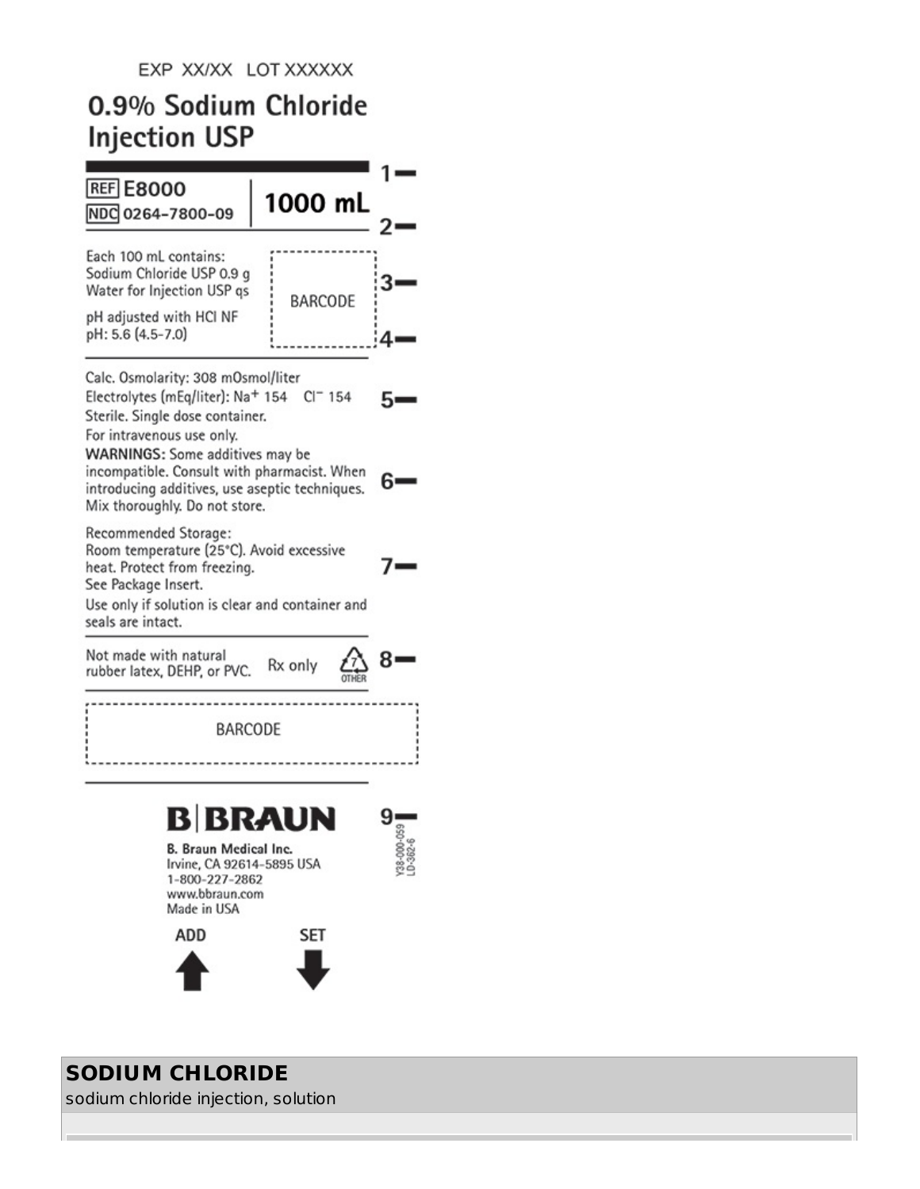EXP XX/XX LOT XXXXXX

# 0.9% Sodium Chloride Injection USP

1

REF E8000

NDC 0264-7800-09

1000 mL

2

Each 100 mL contains:
Sodium Chloride USP 0.9 g
Water for Injection USP qs

pH adjusted with HCl NF
pH: 5.6 (4.5-7.0)

BARCODE

3

4

Calc. Osmolarity: 308 mOsmol/liter
Electrolytes (mEq/liter): $Na^+$ 154 $Cl^-$ 154

5

Sterile. Single dose container.
For intravenous use only.

**WARNINGS:** Some additives may be incompatible. Consult with pharmacist. When introducing additives, use aseptic techniques. Mix thoroughly. Do not store.

6

Recommended Storage:
Room temperature (25°C). Avoid excessive heat. Protect from freezing.
See Package Insert.

7

Use only if solution is clear and container and seals are intact.

Not made with natural rubber latex, DEHP, or PVC.

Rx only

7 OTHER

8

BARCODE

B|BRAUN

9

B. Braun Medical Inc.
Irvine, CA 92614-5895 USA
1-800-227-2862
www.bbraun.com
Made in USA

Y38-000-059
LD-362-6

ADD

SET

## SODIUM CHLORIDE

sodium chloride injection, solution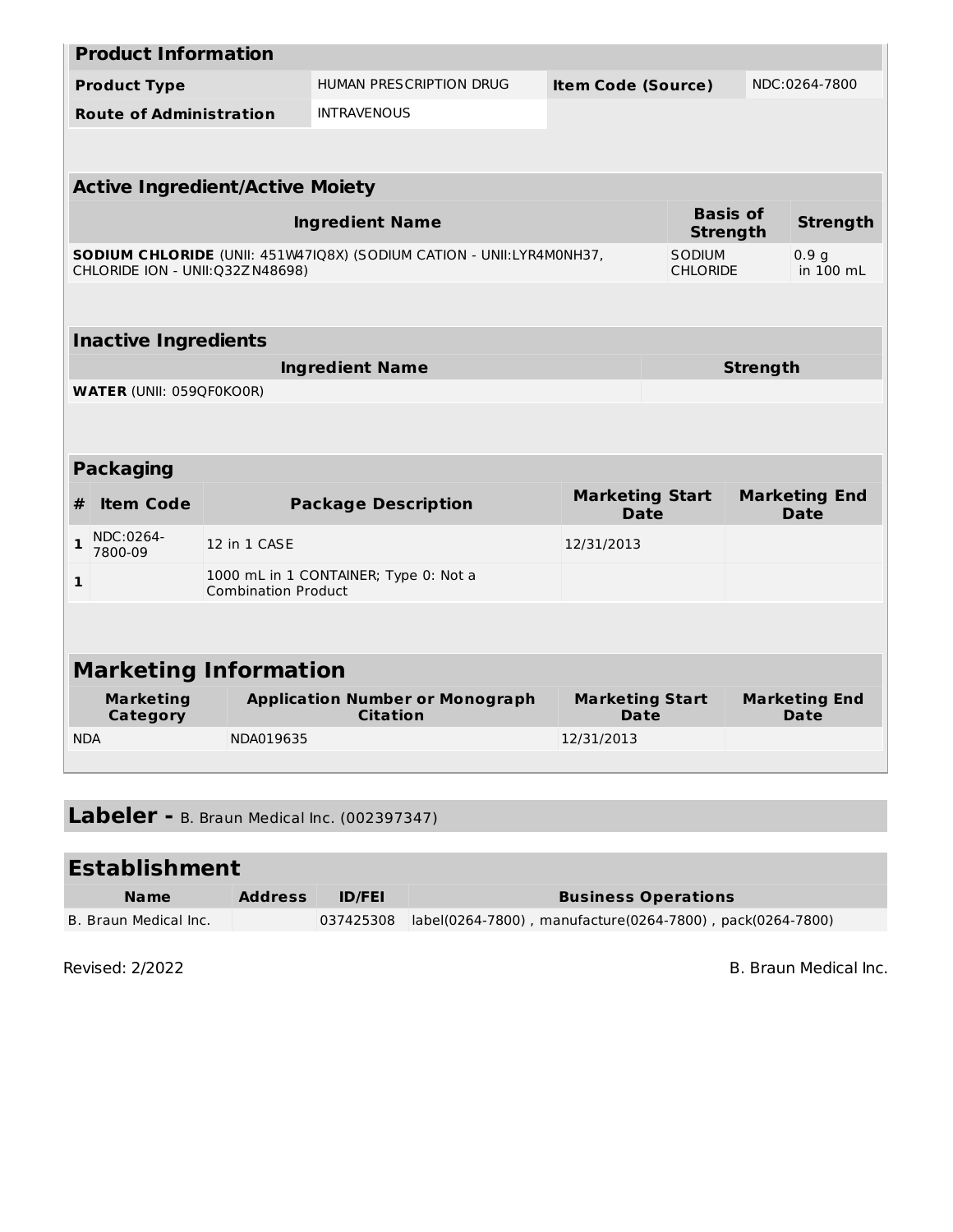## Product Information

| | | | |
|---|---|---|---|
| **Product Type** | HUMAN PRESCRIPTION DRUG | **Item Code (Source)** | NDC:0264-7800 |
| **Route of Administration** | INTRAVENOUS | | |

## Active Ingredient/Active Moiety

| Ingredient Name | Basis of Strength | Strength |
|---|---|---|
| **SODIUM CHLORIDE** (UNII: 451W47IQ8X) (SODIUM CATION - UNII:LYR4M0NH37, CHLORIDE ION - UNII:Q32ZN48698) | SODIUM CHLORIDE | 0.9 g in 100 mL |

## Inactive Ingredients

| Ingredient Name | Strength |
|---|---|
| **WATER** (UNII: 059QF0KO0R) | |

## Packaging

| # | Item Code | Package Description | Marketing Start Date | Marketing End Date |
|---|---|---|---|---|
| 1 | NDC:0264-7800-09 | 12 in 1 CASE | 12/31/2013 | |
| 1 | | 1000 mL in 1 CONTAINER; Type 0: Not a Combination Product | | |

## Marketing Information

| Marketing Category | Application Number or Monograph Citation | Marketing Start Date | Marketing End Date |
|---|---|---|---|
| NDA | NDA019635 | 12/31/2013 | |

## Labeler - B. Braun Medical Inc. (002397347)

## Establishment

| Name | Address | ID/FEI | Business Operations |
|---|---|---|---|
| B. Braun Medical Inc. | | 037425308 | label(0264-7800) , manufacture(0264-7800) , pack(0264-7800) |

Revised: 2/2022

B. Braun Medical Inc.